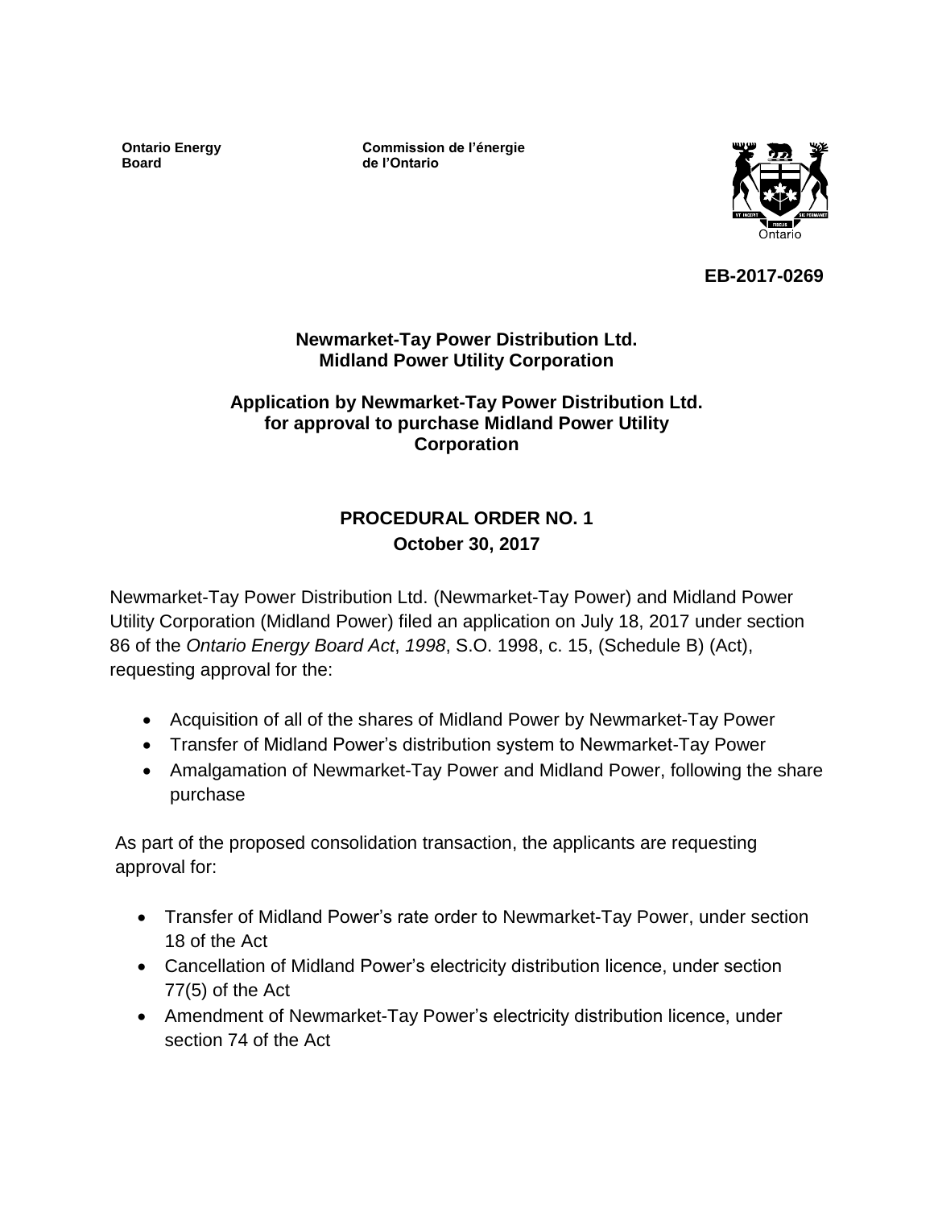**Ontario Energy Board**

**Commission de l'énergie de l'Ontario**

**EB-2017-0269**

**Newmarket-Tay Power Distribution Ltd.**
**Midland Power Utility Corporation**

**Application by Newmarket-Tay Power Distribution Ltd. for approval to purchase Midland Power Utility Corporation**

## PROCEDURAL ORDER NO. 1
**October 30, 2017**

Newmarket-Tay Power Distribution Ltd. (Newmarket-Tay Power) and Midland Power Utility Corporation (Midland Power) filed an application on July 18, 2017 under section 86 of the *Ontario Energy Board Act*, *1998*, S.O. 1998, c. 15, (Schedule B) (Act), requesting approval for the:

- Acquisition of all of the shares of Midland Power by Newmarket-Tay Power
- Transfer of Midland Power's distribution system to Newmarket-Tay Power
- Amalgamation of Newmarket-Tay Power and Midland Power, following the share purchase

As part of the proposed consolidation transaction, the applicants are requesting approval for:

- Transfer of Midland Power's rate order to Newmarket-Tay Power, under section 18 of the Act
- Cancellation of Midland Power's electricity distribution licence, under section 77(5) of the Act
- Amendment of Newmarket-Tay Power's electricity distribution licence, under section 74 of the Act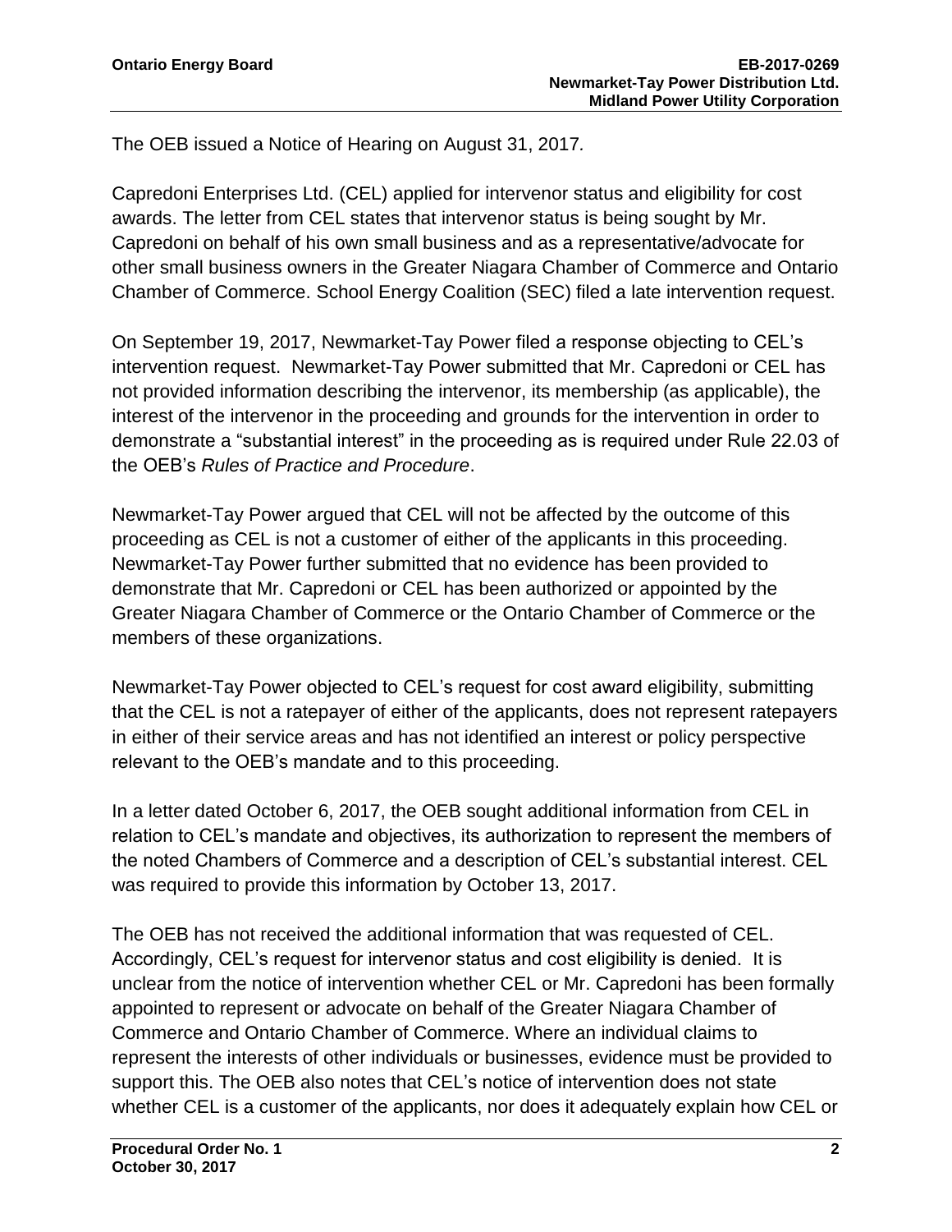The OEB issued a Notice of Hearing on August 31, 2017.

Capredoni Enterprises Ltd. (CEL) applied for intervenor status and eligibility for cost awards. The letter from CEL states that intervenor status is being sought by Mr. Capredoni on behalf of his own small business and as a representative/advocate for other small business owners in the Greater Niagara Chamber of Commerce and Ontario Chamber of Commerce. School Energy Coalition (SEC) filed a late intervention request.

On September 19, 2017, Newmarket-Tay Power filed a response objecting to CEL's intervention request. Newmarket-Tay Power submitted that Mr. Capredoni or CEL has not provided information describing the intervenor, its membership (as applicable), the interest of the intervenor in the proceeding and grounds for the intervention in order to demonstrate a "substantial interest" in the proceeding as is required under Rule 22.03 of the OEB's *Rules of Practice and Procedure*.

Newmarket-Tay Power argued that CEL will not be affected by the outcome of this proceeding as CEL is not a customer of either of the applicants in this proceeding. Newmarket-Tay Power further submitted that no evidence has been provided to demonstrate that Mr. Capredoni or CEL has been authorized or appointed by the Greater Niagara Chamber of Commerce or the Ontario Chamber of Commerce or the members of these organizations.

Newmarket-Tay Power objected to CEL's request for cost award eligibility, submitting that the CEL is not a ratepayer of either of the applicants, does not represent ratepayers in either of their service areas and has not identified an interest or policy perspective relevant to the OEB's mandate and to this proceeding.

In a letter dated October 6, 2017, the OEB sought additional information from CEL in relation to CEL's mandate and objectives, its authorization to represent the members of the noted Chambers of Commerce and a description of CEL's substantial interest. CEL was required to provide this information by October 13, 2017.

The OEB has not received the additional information that was requested of CEL. Accordingly, CEL's request for intervenor status and cost eligibility is denied. It is unclear from the notice of intervention whether CEL or Mr. Capredoni has been formally appointed to represent or advocate on behalf of the Greater Niagara Chamber of Commerce and Ontario Chamber of Commerce. Where an individual claims to represent the interests of other individuals or businesses, evidence must be provided to support this. The OEB also notes that CEL's notice of intervention does not state whether CEL is a customer of the applicants, nor does it adequately explain how CEL or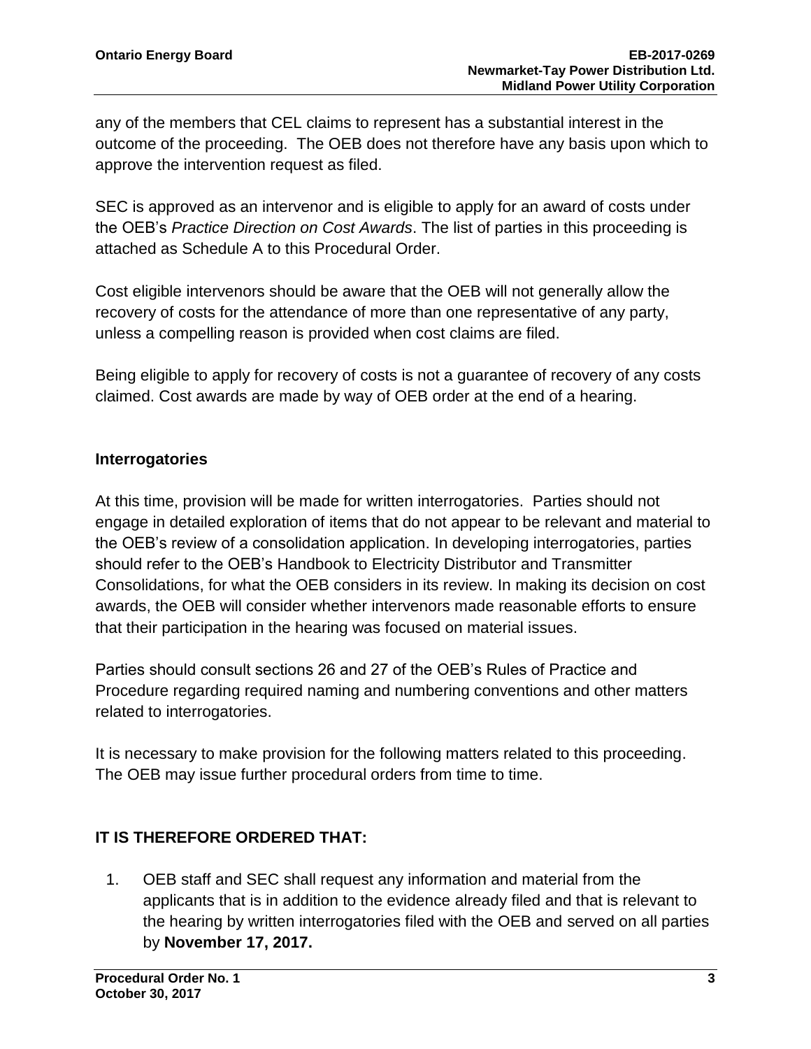any of the members that CEL claims to represent has a substantial interest in the outcome of the proceeding. The OEB does not therefore have any basis upon which to approve the intervention request as filed.

SEC is approved as an intervenor and is eligible to apply for an award of costs under the OEB's *Practice Direction on Cost Awards*. The list of parties in this proceeding is attached as Schedule A to this Procedural Order.

Cost eligible intervenors should be aware that the OEB will not generally allow the recovery of costs for the attendance of more than one representative of any party, unless a compelling reason is provided when cost claims are filed.

Being eligible to apply for recovery of costs is not a guarantee of recovery of any costs claimed. Cost awards are made by way of OEB order at the end of a hearing.

## Interrogatories

At this time, provision will be made for written interrogatories. Parties should not engage in detailed exploration of items that do not appear to be relevant and material to the OEB's review of a consolidation application. In developing interrogatories, parties should refer to the OEB's Handbook to Electricity Distributor and Transmitter Consolidations, for what the OEB considers in its review. In making its decision on cost awards, the OEB will consider whether intervenors made reasonable efforts to ensure that their participation in the hearing was focused on material issues.

Parties should consult sections 26 and 27 of the OEB's Rules of Practice and Procedure regarding required naming and numbering conventions and other matters related to interrogatories.

It is necessary to make provision for the following matters related to this proceeding. The OEB may issue further procedural orders from time to time.

## IT IS THEREFORE ORDERED THAT:

1. OEB staff and SEC shall request any information and material from the applicants that is in addition to the evidence already filed and that is relevant to the hearing by written interrogatories filed with the OEB and served on all parties by **November 17, 2017.**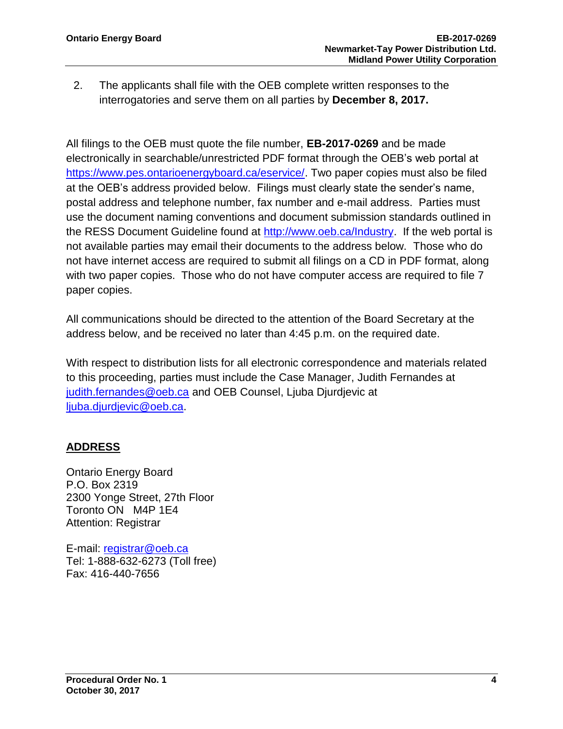2. The applicants shall file with the OEB complete written responses to the interrogatories and serve them on all parties by **December 8, 2017.**

All filings to the OEB must quote the file number, **EB-2017-0269** and be made electronically in searchable/unrestricted PDF format through the OEB's web portal at https://www.pes.ontarioenergyboard.ca/eservice/. Two paper copies must also be filed at the OEB's address provided below. Filings must clearly state the sender's name, postal address and telephone number, fax number and e-mail address. Parties must use the document naming conventions and document submission standards outlined in the RESS Document Guideline found at http://www.oeb.ca/Industry. If the web portal is not available parties may email their documents to the address below. Those who do not have internet access are required to submit all filings on a CD in PDF format, along with two paper copies. Those who do not have computer access are required to file 7 paper copies.

All communications should be directed to the attention of the Board Secretary at the address below, and be received no later than 4:45 p.m. on the required date.

With respect to distribution lists for all electronic correspondence and materials related to this proceeding, parties must include the Case Manager, Judith Fernandes at judith.fernandes@oeb.ca and OEB Counsel, Ljuba Djurdjevic at ljuba.djurdjevic@oeb.ca.

## ADDRESS

Ontario Energy Board
P.O. Box 2319
2300 Yonge Street, 27th Floor
Toronto ON M4P 1E4
Attention: Registrar

E-mail: registrar@oeb.ca
Tel: 1-888-632-6273 (Toll free)
Fax: 416-440-7656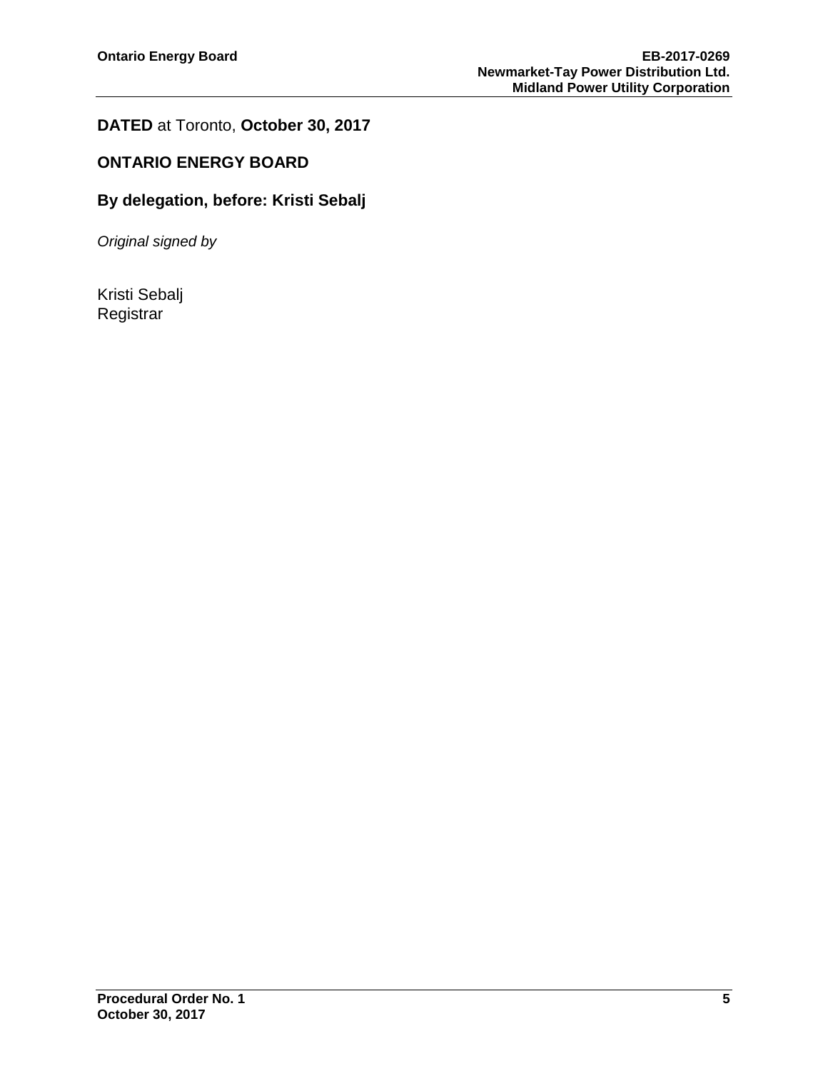**DATED** at Toronto, **October 30, 2017**

**ONTARIO ENERGY BOARD**

**By delegation, before: Kristi Sebalj**

*Original signed by*

Kristi Sebalj
Registrar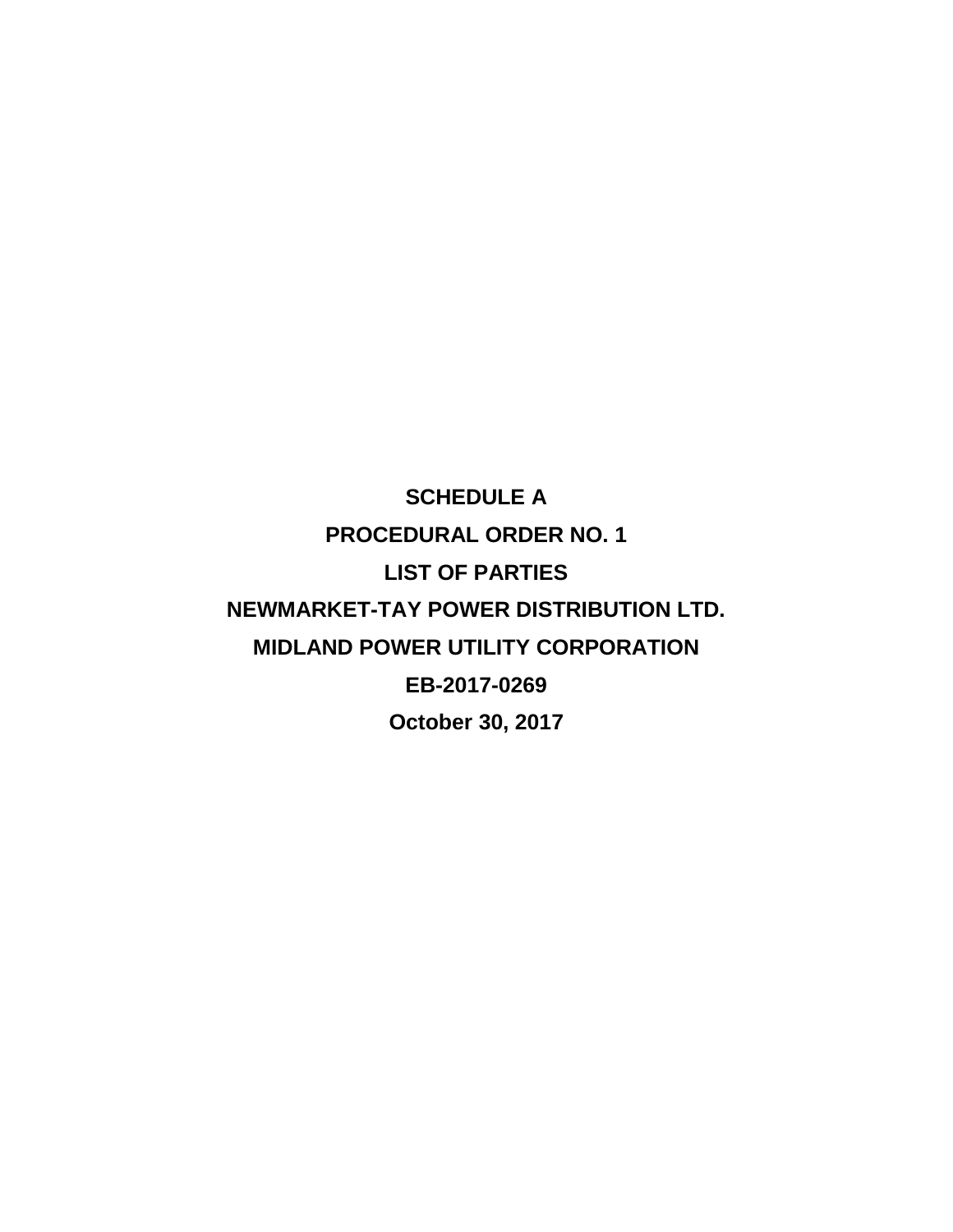**SCHEDULE A**

**PROCEDURAL ORDER NO. 1**

**LIST OF PARTIES**

**NEWMARKET-TAY POWER DISTRIBUTION LTD.**

**MIDLAND POWER UTILITY CORPORATION**

**EB-2017-0269**

**October 30, 2017**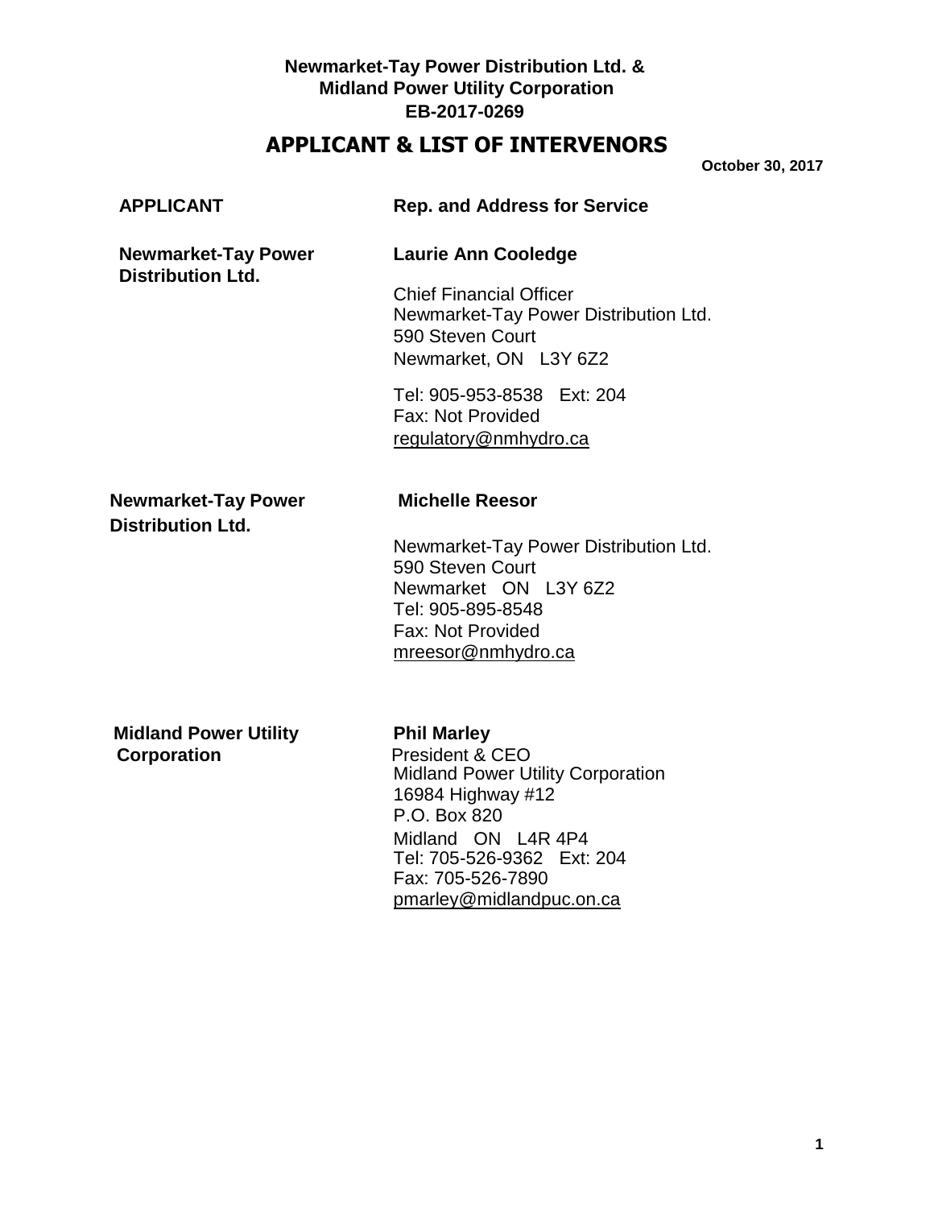**Newmarket-Tay Power Distribution Ltd. &**
**Midland Power Utility Corporation**
**EB-2017-0269**

# APPLICANT & LIST OF INTERVENORS

**October 30, 2017**

| APPLICANT | Rep. and Address for Service |
|---|---|
| **Newmarket-Tay Power Distribution Ltd.** | **Laurie Ann Cooledge**<br><br>Chief Financial Officer<br>Newmarket-Tay Power Distribution Ltd.<br>590 Steven Court<br>Newmarket, ON L3Y 6Z2<br><br>Tel: 905-953-8538 Ext: 204<br>Fax: Not Provided<br>regulatory@nmhydro.ca |
| **Newmarket-Tay Power Distribution Ltd.** | **Michelle Reesor**<br><br>Newmarket-Tay Power Distribution Ltd.<br>590 Steven Court<br>Newmarket ON L3Y 6Z2<br>Tel: 905-895-8548<br>Fax: Not Provided<br>mreesor@nmhydro.ca |
| **Midland Power Utility Corporation** | **Phil Marley**<br>President & CEO<br>Midland Power Utility Corporation<br>16984 Highway #12<br>P.O. Box 820<br>Midland ON L4R 4P4<br>Tel: 705-526-9362 Ext: 204<br>Fax: 705-526-7890<br>pmarley@midlandpuc.on.ca |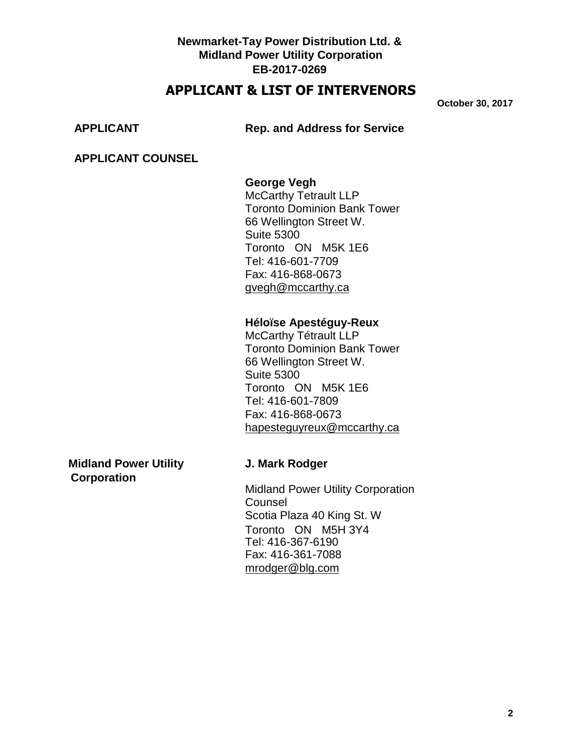**Newmarket-Tay Power Distribution Ltd. &**
**Midland Power Utility Corporation**
**EB-2017-0269**

# APPLICANT & LIST OF INTERVENORS

**October 30, 2017**

| APPLICANT | Rep. and Address for Service |
| --- | --- |
| **APPLICANT COUNSEL** | |
| | **George Vegh**<br>McCarthy Tetrault LLP<br>Toronto Dominion Bank Tower<br>66 Wellington Street W.<br>Suite 5300<br>Toronto ON M5K 1E6<br>Tel: 416-601-7709<br>Fax: 416-868-0673<br>gvegh@mccarthy.ca |
| | **Héloïse Apestéguy-Reux**<br>McCarthy Tétrault LLP<br>Toronto Dominion Bank Tower<br>66 Wellington Street W.<br>Suite 5300<br>Toronto ON M5K 1E6<br>Tel: 416-601-7809<br>Fax: 416-868-0673<br>hapesteguyreux@mccarthy.ca |
| **Midland Power Utility Corporation** | **J. Mark Rodger**<br>Midland Power Utility Corporation Counsel<br>Scotia Plaza 40 King St. W<br>Toronto ON M5H 3Y4<br>Tel: 416-367-6190<br>Fax: 416-361-7088<br>mrodger@blg.com |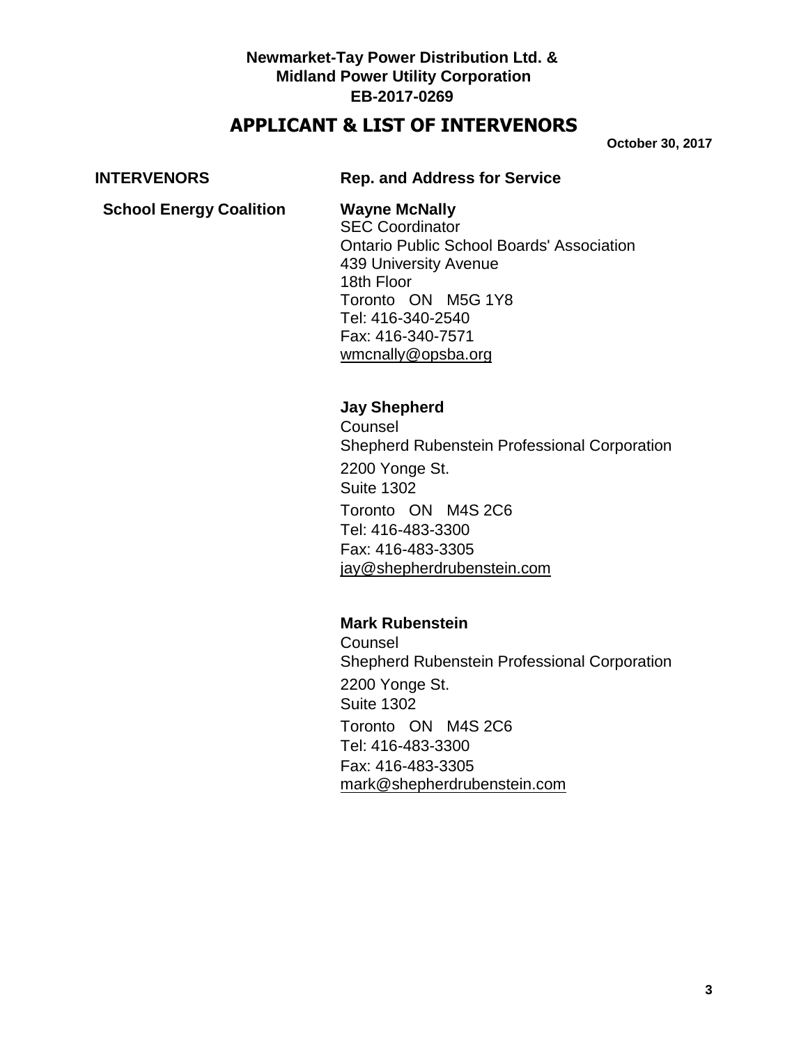**Newmarket-Tay Power Distribution Ltd. &**
**Midland Power Utility Corporation**
**EB-2017-0269**

# APPLICANT & LIST OF INTERVENORS

**October 30, 2017**

| INTERVENORS | Rep. and Address for Service |
|---|---|
| **School Energy Coalition** | **Wayne McNally**<br>SEC Coordinator<br>Ontario Public School Boards' Association<br>439 University Avenue<br>18th Floor<br>Toronto ON M5G 1Y8<br>Tel: 416-340-2540<br>Fax: 416-340-7571<br>wmcnally@opsba.org |
| | **Jay Shepherd**<br>Counsel<br>Shepherd Rubenstein Professional Corporation<br>2200 Yonge St.<br>Suite 1302<br>Toronto ON M4S 2C6<br>Tel: 416-483-3300<br>Fax: 416-483-3305<br>jay@shepherdrubenstein.com |
| | **Mark Rubenstein**<br>Counsel<br>Shepherd Rubenstein Professional Corporation<br>2200 Yonge St.<br>Suite 1302<br>Toronto ON M4S 2C6<br>Tel: 416-483-3300<br>Fax: 416-483-3305<br>mark@shepherdrubenstein.com |